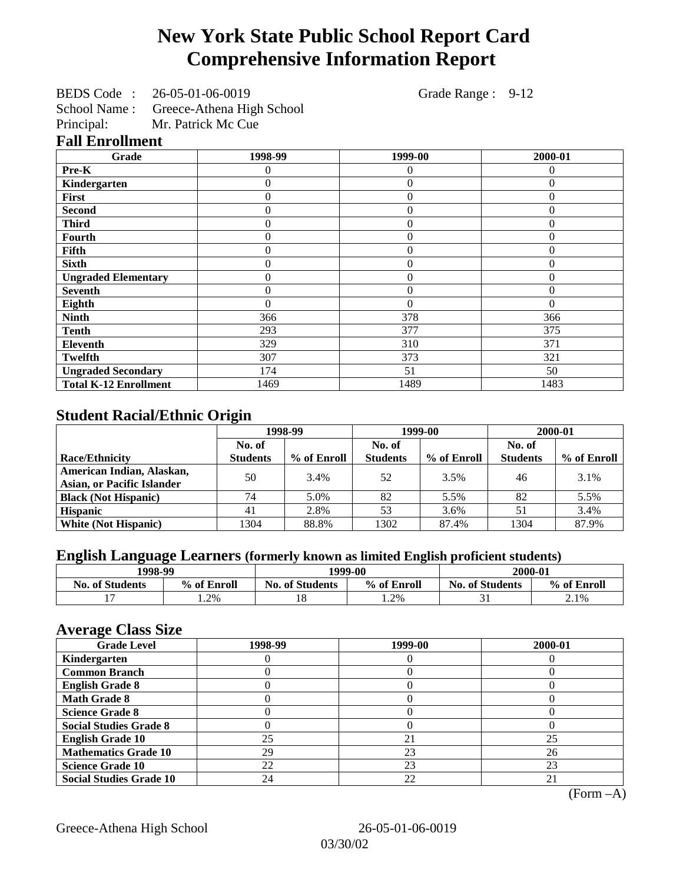# New York State Public School Report Card
# Comprehensive Information Report

BEDS Code : 26-05-01-06-0019 Grade Range : 9-12
School Name : Greece-Athena High School
Principal: Mr. Patrick Mc Cue

## Fall Enrollment

| Grade | 1998-99 | 1999-00 | 2000-01 |
|---|---|---|---|
| Pre-K | 0 | 0 | 0 |
| Kindergarten | 0 | 0 | 0 |
| First | 0 | 0 | 0 |
| Second | 0 | 0 | 0 |
| Third | 0 | 0 | 0 |
| Fourth | 0 | 0 | 0 |
| Fifth | 0 | 0 | 0 |
| Sixth | 0 | 0 | 0 |
| Ungraded Elementary | 0 | 0 | 0 |
| Seventh | 0 | 0 | 0 |
| Eighth | 0 | 0 | 0 |
| Ninth | 366 | 378 | 366 |
| Tenth | 293 | 377 | 375 |
| Eleventh | 329 | 310 | 371 |
| Twelfth | 307 | 373 | 321 |
| Ungraded Secondary | 174 | 51 | 50 |
| Total K-12 Enrollment | 1469 | 1489 | 1483 |

## Student Racial/Ethnic Origin

| | 1998-99 | | 1999-00 | | 2000-01 | |
|---|---|---|---|---|---|---|
| Race/Ethnicity | No. of Students | % of Enroll | No. of Students | % of Enroll | No. of Students | % of Enroll |
| American Indian, Alaskan, Asian, or Pacific Islander | 50 | 3.4% | 52 | 3.5% | 46 | 3.1% |
| Black (Not Hispanic) | 74 | 5.0% | 82 | 5.5% | 82 | 5.5% |
| Hispanic | 41 | 2.8% | 53 | 3.6% | 51 | 3.4% |
| White (Not Hispanic) | 1304 | 88.8% | 1302 | 87.4% | 1304 | 87.9% |

## English Language Learners (formerly known as limited English proficient students)

| 1998-99 | | 1999-00 | | 2000-01 | |
|---|---|---|---|---|---|
| No. of Students | % of Enroll | No. of Students | % of Enroll | No. of Students | % of Enroll |
| 17 | 1.2% | 18 | 1.2% | 31 | 2.1% |

## Average Class Size

| Grade Level | 1998-99 | 1999-00 | 2000-01 |
|---|---|---|---|
| Kindergarten | 0 | 0 | 0 |
| Common Branch | 0 | 0 | 0 |
| English Grade 8 | 0 | 0 | 0 |
| Math Grade 8 | 0 | 0 | 0 |
| Science Grade 8 | 0 | 0 | 0 |
| Social Studies Grade 8 | 0 | 0 | 0 |
| English Grade 10 | 25 | 21 | 25 |
| Mathematics Grade 10 | 29 | 23 | 26 |
| Science Grade 10 | 22 | 23 | 23 |
| Social Studies Grade 10 | 24 | 22 | 21 |

(Form –A)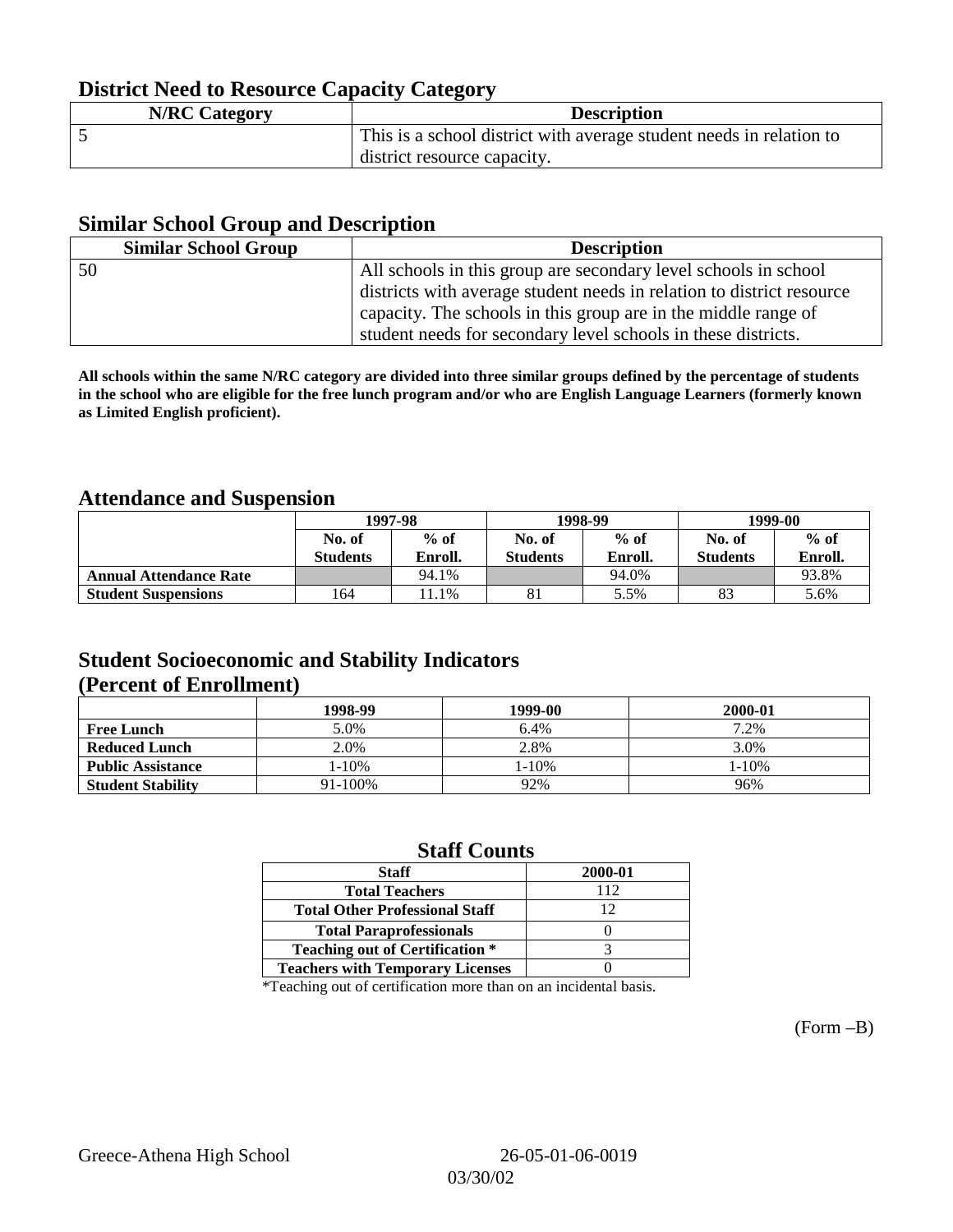## District Need to Resource Capacity Category

| N/RC Category | Description |
| --- | --- |
| 5 | This is a school district with average student needs in relation to district resource capacity. |

## Similar School Group and Description

| Similar School Group | Description |
| --- | --- |
| 50 | All schools in this group are secondary level schools in school districts with average student needs in relation to district resource capacity. The schools in this group are in the middle range of student needs for secondary level schools in these districts. |

**All schools within the same N/RC category are divided into three similar groups defined by the percentage of students in the school who are eligible for the free lunch program and/or who are English Language Learners (formerly known as Limited English proficient).**

## Attendance and Suspension

| | 1997-98 | | 1998-99 | | 1999-00 | |
| --- | --- | --- | --- | --- | --- | --- |
| | No. of Students | % of Enroll. | No. of Students | % of Enroll. | No. of Students | % of Enroll. |
| **Annual Attendance Rate** | | 94.1% | | 94.0% | | 93.8% |
| **Student Suspensions** | 164 | 11.1% | 81 | 5.5% | 83 | 5.6% |

## Student Socioeconomic and Stability Indicators (Percent of Enrollment)

| | 1998-99 | 1999-00 | 2000-01 |
| --- | --- | --- | --- |
| **Free Lunch** | 5.0% | 6.4% | 7.2% |
| **Reduced Lunch** | 2.0% | 2.8% | 3.0% |
| **Public Assistance** | 1-10% | 1-10% | 1-10% |
| **Student Stability** | 91-100% | 92% | 96% |

## Staff Counts

| Staff | 2000-01 |
| --- | --- |
| Total Teachers | 112 |
| Total Other Professional Staff | 12 |
| Total Paraprofessionals | 0 |
| Teaching out of Certification * | 3 |
| Teachers with Temporary Licenses | 0 |

*Teaching out of certification more than on an incidental basis.

(Form –B)

Greece-Athena High School 26-05-01-06-0019

03/30/02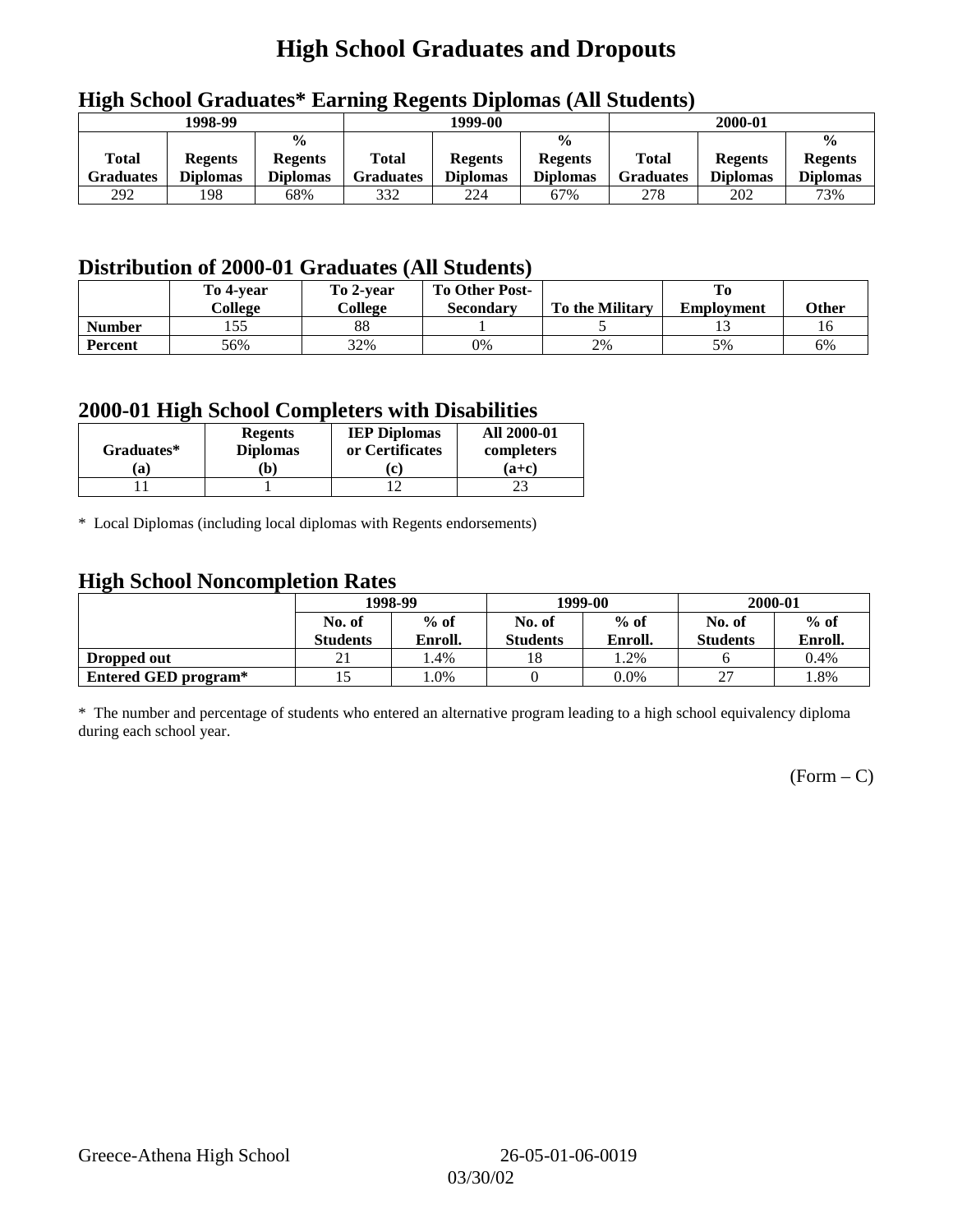# High School Graduates and Dropouts

## High School Graduates* Earning Regents Diplomas (All Students)

| 1998-99 | | | 1999-00 | | | 2000-01 | | |
|---|---|---|---|---|---|---|---|---|
| Total Graduates | Regents Diplomas | % Regents Diplomas | Total Graduates | Regents Diplomas | % Regents Diplomas | Total Graduates | Regents Diplomas | % Regents Diplomas |
| 292 | 198 | 68% | 332 | 224 | 67% | 278 | 202 | 73% |

## Distribution of 2000-01 Graduates (All Students)

| | To 4-year College | To 2-year College | To Other Post-Secondary | To the Military | To Employment | Other |
|---|---|---|---|---|---|---|
| **Number** | 155 | 88 | 1 | 5 | 13 | 16 |
| **Percent** | 56% | 32% | 0% | 2% | 5% | 6% |

## 2000-01 High School Completers with Disabilities

| Graduates* (a) | Regents Diplomas (b) | IEP Diplomas or Certificates (c) | All 2000-01 completers (a+c) |
|---|---|---|---|
| 11 | 1 | 12 | 23 |

* Local Diplomas (including local diplomas with Regents endorsements)

## High School Noncompletion Rates

| | 1998-99 | | 1999-00 | | 2000-01 | |
|---|---|---|---|---|---|---|
| | No. of Students | % of Enroll. | No. of Students | % of Enroll. | No. of Students | % of Enroll. |
| **Dropped out** | 21 | 1.4% | 18 | 1.2% | 6 | 0.4% |
| **Entered GED program*** | 15 | 1.0% | 0 | 0.0% | 27 | 1.8% |

* The number and percentage of students who entered an alternative program leading to a high school equivalency diploma during each school year.

(Form – C)

Greece-Athena High School 26-05-01-06-0019

03/30/02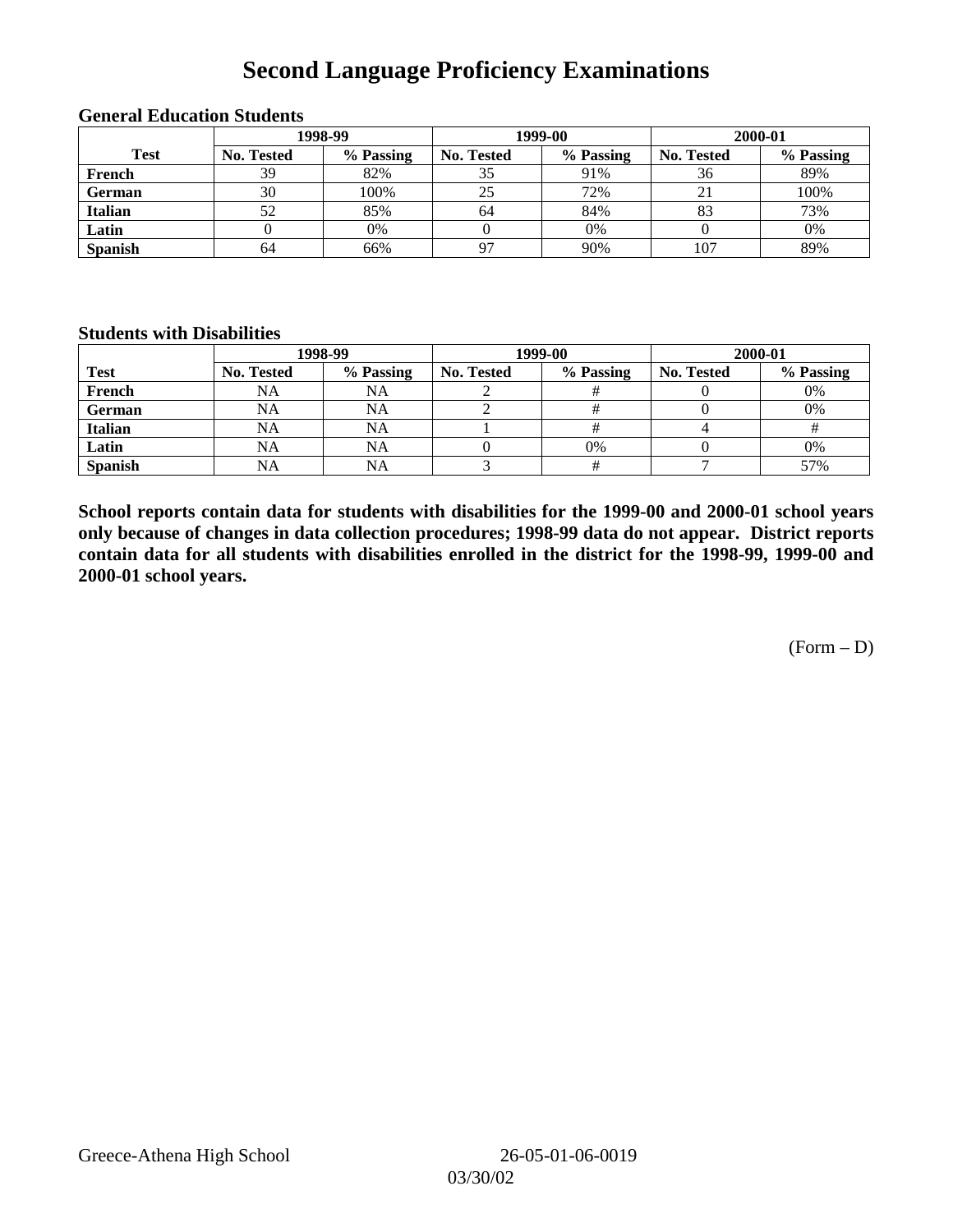# Second Language Proficiency Examinations

### General Education Students

| Test | 1998-99 | | 1999-00 | | 2000-01 | |
|---|---|---|---|---|---|---|
| | No. Tested | % Passing | No. Tested | % Passing | No. Tested | % Passing |
| French | 39 | 82% | 35 | 91% | 36 | 89% |
| German | 30 | 100% | 25 | 72% | 21 | 100% |
| Italian | 52 | 85% | 64 | 84% | 83 | 73% |
| Latin | 0 | 0% | 0 | 0% | 0 | 0% |
| Spanish | 64 | 66% | 97 | 90% | 107 | 89% |

### Students with Disabilities

| Test | 1998-99 | | 1999-00 | | 2000-01 | |
|---|---|---|---|---|---|---|
| | No. Tested | % Passing | No. Tested | % Passing | No. Tested | % Passing |
| French | NA | NA | 2 | # | 0 | 0% |
| German | NA | NA | 2 | # | 0 | 0% |
| Italian | NA | NA | 1 | # | 4 | # |
| Latin | NA | NA | 0 | 0% | 0 | 0% |
| Spanish | NA | NA | 3 | # | 7 | 57% |

**School reports contain data for students with disabilities for the 1999-00 and 2000-01 school years only because of changes in data collection procedures; 1998-99 data do not appear. District reports contain data for all students with disabilities enrolled in the district for the 1998-99, 1999-00 and 2000-01 school years.**

(Form – D)

Greece-Athena High School 26-05-01-06-0019 03/30/02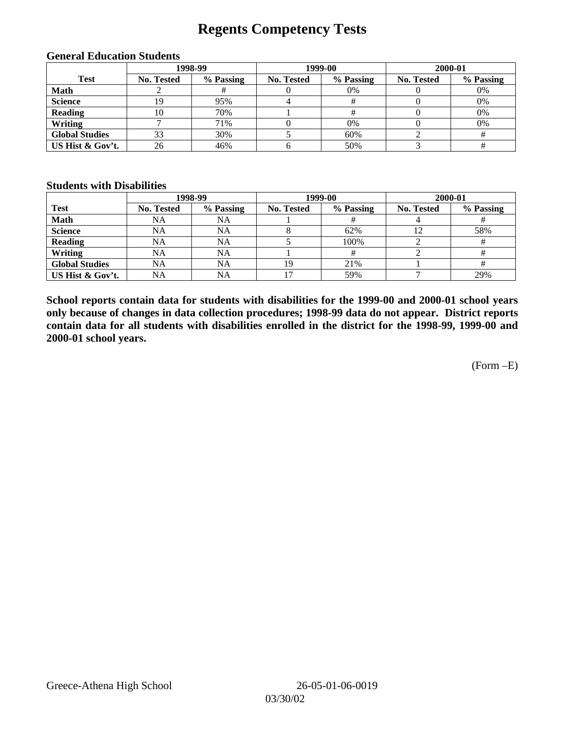# Regents Competency Tests

### General Education Students

| Test | 1998-99 | | 1999-00 | | 2000-01 | |
|---|---|---|---|---|---|---|
| | No. Tested | % Passing | No. Tested | % Passing | No. Tested | % Passing |
| **Math** | 2 | # | 0 | 0% | 0 | 0% |
| **Science** | 19 | 95% | 4 | # | 0 | 0% |
| **Reading** | 10 | 70% | 1 | # | 0 | 0% |
| **Writing** | 7 | 71% | 0 | 0% | 0 | 0% |
| **Global Studies** | 33 | 30% | 5 | 60% | 2 | # |
| **US Hist & Gov't.** | 26 | 46% | 6 | 50% | 3 | # |

### Students with Disabilities

| Test | 1998-99 | | 1999-00 | | 2000-01 | |
|---|---|---|---|---|---|---|
| | No. Tested | % Passing | No. Tested | % Passing | No. Tested | % Passing |
| **Math** | NA | NA | 1 | # | 4 | # |
| **Science** | NA | NA | 8 | 62% | 12 | 58% |
| **Reading** | NA | NA | 5 | 100% | 2 | # |
| **Writing** | NA | NA | 1 | # | 2 | # |
| **Global Studies** | NA | NA | 19 | 21% | 1 | # |
| **US Hist & Gov't.** | NA | NA | 17 | 59% | 7 | 29% |

**School reports contain data for students with disabilities for the 1999-00 and 2000-01 school years only because of changes in data collection procedures; 1998-99 data do not appear. District reports contain data for all students with disabilities enrolled in the district for the 1998-99, 1999-00 and 2000-01 school years.**

(Form –E)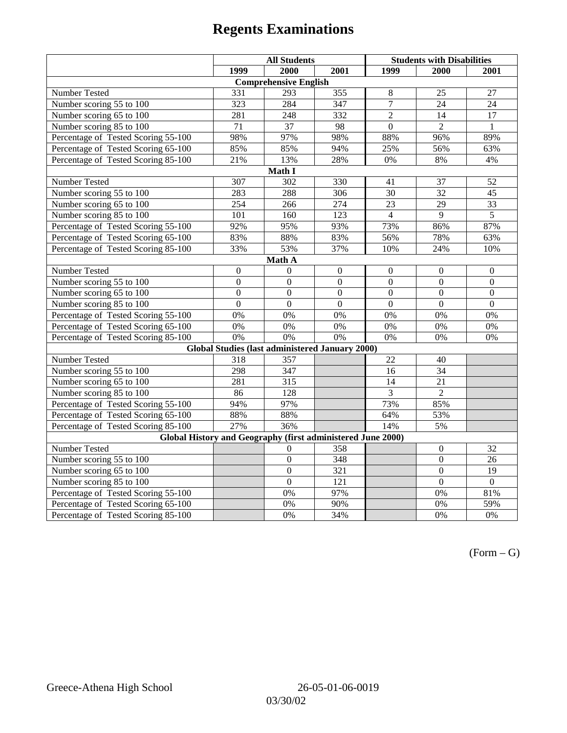# Regents Examinations

| | All Students | | | Students with Disabilities | | |
|---|---|---|---|---|---|---|
| | 1999 | 2000 | 2001 | 1999 | 2000 | 2001 |
| **Comprehensive English** | | | | | | |
| Number Tested | 331 | 293 | 355 | 8 | 25 | 27 |
| Number scoring 55 to 100 | 323 | 284 | 347 | 7 | 24 | 24 |
| Number scoring 65 to 100 | 281 | 248 | 332 | 2 | 14 | 17 |
| Number scoring 85 to 100 | 71 | 37 | 98 | 0 | 2 | 1 |
| Percentage of Tested Scoring 55-100 | 98% | 97% | 98% | 88% | 96% | 89% |
| Percentage of Tested Scoring 65-100 | 85% | 85% | 94% | 25% | 56% | 63% |
| Percentage of Tested Scoring 85-100 | 21% | 13% | 28% | 0% | 8% | 4% |
| **Math I** | | | | | | |
| Number Tested | 307 | 302 | 330 | 41 | 37 | 52 |
| Number scoring 55 to 100 | 283 | 288 | 306 | 30 | 32 | 45 |
| Number scoring 65 to 100 | 254 | 266 | 274 | 23 | 29 | 33 |
| Number scoring 85 to 100 | 101 | 160 | 123 | 4 | 9 | 5 |
| Percentage of Tested Scoring 55-100 | 92% | 95% | 93% | 73% | 86% | 87% |
| Percentage of Tested Scoring 65-100 | 83% | 88% | 83% | 56% | 78% | 63% |
| Percentage of Tested Scoring 85-100 | 33% | 53% | 37% | 10% | 24% | 10% |
| **Math A** | | | | | | |
| Number Tested | 0 | 0 | 0 | 0 | 0 | 0 |
| Number scoring 55 to 100 | 0 | 0 | 0 | 0 | 0 | 0 |
| Number scoring 65 to 100 | 0 | 0 | 0 | 0 | 0 | 0 |
| Number scoring 85 to 100 | 0 | 0 | 0 | 0 | 0 | 0 |
| Percentage of Tested Scoring 55-100 | 0% | 0% | 0% | 0% | 0% | 0% |
| Percentage of Tested Scoring 65-100 | 0% | 0% | 0% | 0% | 0% | 0% |
| Percentage of Tested Scoring 85-100 | 0% | 0% | 0% | 0% | 0% | 0% |
| **Global Studies (last administered January 2000)** | | | | | | |
| Number Tested | 318 | 357 | | 22 | 40 | |
| Number scoring 55 to 100 | 298 | 347 | | 16 | 34 | |
| Number scoring 65 to 100 | 281 | 315 | | 14 | 21 | |
| Number scoring 85 to 100 | 86 | 128 | | 3 | 2 | |
| Percentage of Tested Scoring 55-100 | 94% | 97% | | 73% | 85% | |
| Percentage of Tested Scoring 65-100 | 88% | 88% | | 64% | 53% | |
| Percentage of Tested Scoring 85-100 | 27% | 36% | | 14% | 5% | |
| **Global History and Geography (first administered June 2000)** | | | | | | |
| Number Tested | | 0 | 358 | | 0 | 32 |
| Number scoring 55 to 100 | | 0 | 348 | | 0 | 26 |
| Number scoring 65 to 100 | | 0 | 321 | | 0 | 19 |
| Number scoring 85 to 100 | | 0 | 121 | | 0 | 0 |
| Percentage of Tested Scoring 55-100 | | 0% | 97% | | 0% | 81% |
| Percentage of Tested Scoring 65-100 | | 0% | 90% | | 0% | 59% |
| Percentage of Tested Scoring 85-100 | | 0% | 34% | | 0% | 0% |

(Form – G)

Greece-Athena High School 26-05-01-06-0019

03/30/02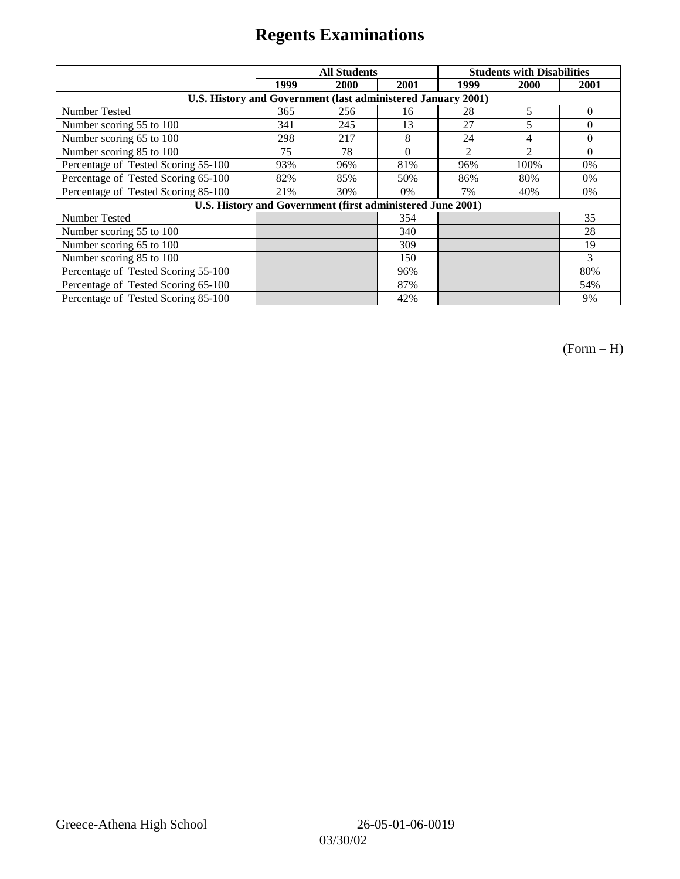# Regents Examinations

| | All Students | | | Students with Disabilities | | |
|---|---|---|---|---|---|---|
| | 1999 | 2000 | 2001 | 1999 | 2000 | 2001 |
| **U.S. History and Government (last administered January 2001)** | | | | | | |
| Number Tested | 365 | 256 | 16 | 28 | 5 | 0 |
| Number scoring 55 to 100 | 341 | 245 | 13 | 27 | 5 | 0 |
| Number scoring 65 to 100 | 298 | 217 | 8 | 24 | 4 | 0 |
| Number scoring 85 to 100 | 75 | 78 | 0 | 2 | 2 | 0 |
| Percentage of Tested Scoring 55-100 | 93% | 96% | 81% | 96% | 100% | 0% |
| Percentage of Tested Scoring 65-100 | 82% | 85% | 50% | 86% | 80% | 0% |
| Percentage of Tested Scoring 85-100 | 21% | 30% | 0% | 7% | 40% | 0% |
| **U.S. History and Government (first administered June 2001)** | | | | | | |
| Number Tested | | | 354 | | | 35 |
| Number scoring 55 to 100 | | | 340 | | | 28 |
| Number scoring 65 to 100 | | | 309 | | | 19 |
| Number scoring 85 to 100 | | | 150 | | | 3 |
| Percentage of Tested Scoring 55-100 | | | 96% | | | 80% |
| Percentage of Tested Scoring 65-100 | | | 87% | | | 54% |
| Percentage of Tested Scoring 85-100 | | | 42% | | | 9% |

(Form – H)

Greece-Athena High School 26-05-01-06-0019

03/30/02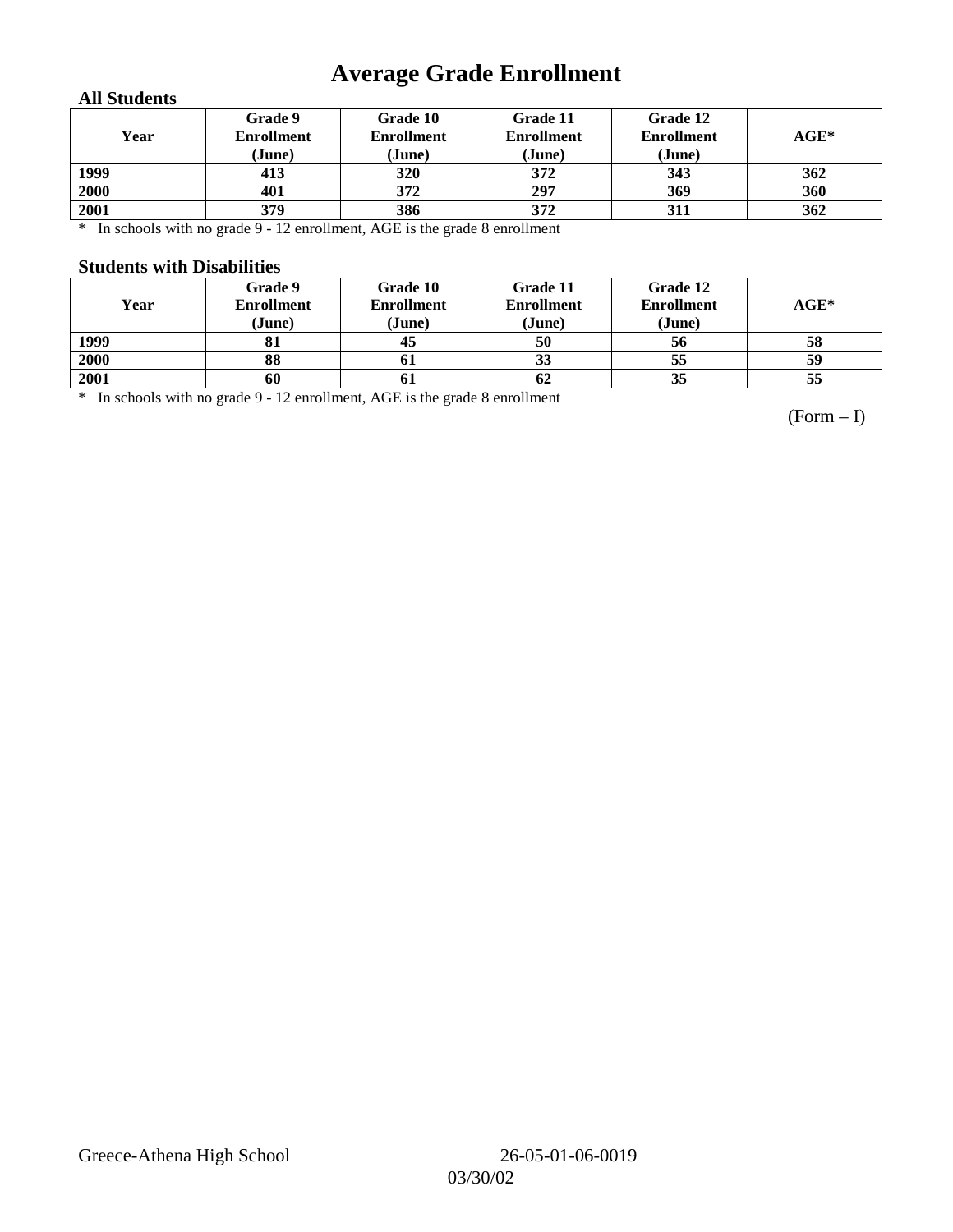# Average Grade Enrollment

### All Students

| Year | Grade 9 Enrollment (June) | Grade 10 Enrollment (June) | Grade 11 Enrollment (June) | Grade 12 Enrollment (June) | AGE* |
|---|---|---|---|---|---|
| 1999 | 413 | 320 | 372 | 343 | 362 |
| 2000 | 401 | 372 | 297 | 369 | 360 |
| 2001 | 379 | 386 | 372 | 311 | 362 |

\* In schools with no grade 9 - 12 enrollment, AGE is the grade 8 enrollment

### Students with Disabilities

| Year | Grade 9 Enrollment (June) | Grade 10 Enrollment (June) | Grade 11 Enrollment (June) | Grade 12 Enrollment (June) | AGE* |
|---|---|---|---|---|---|
| 1999 | 81 | 45 | 50 | 56 | 58 |
| 2000 | 88 | 61 | 33 | 55 | 59 |
| 2001 | 60 | 61 | 62 | 35 | 55 |

\* In schools with no grade 9 - 12 enrollment, AGE is the grade 8 enrollment

(Form – I)

Greece-Athena High School 26-05-01-06-0019 03/30/02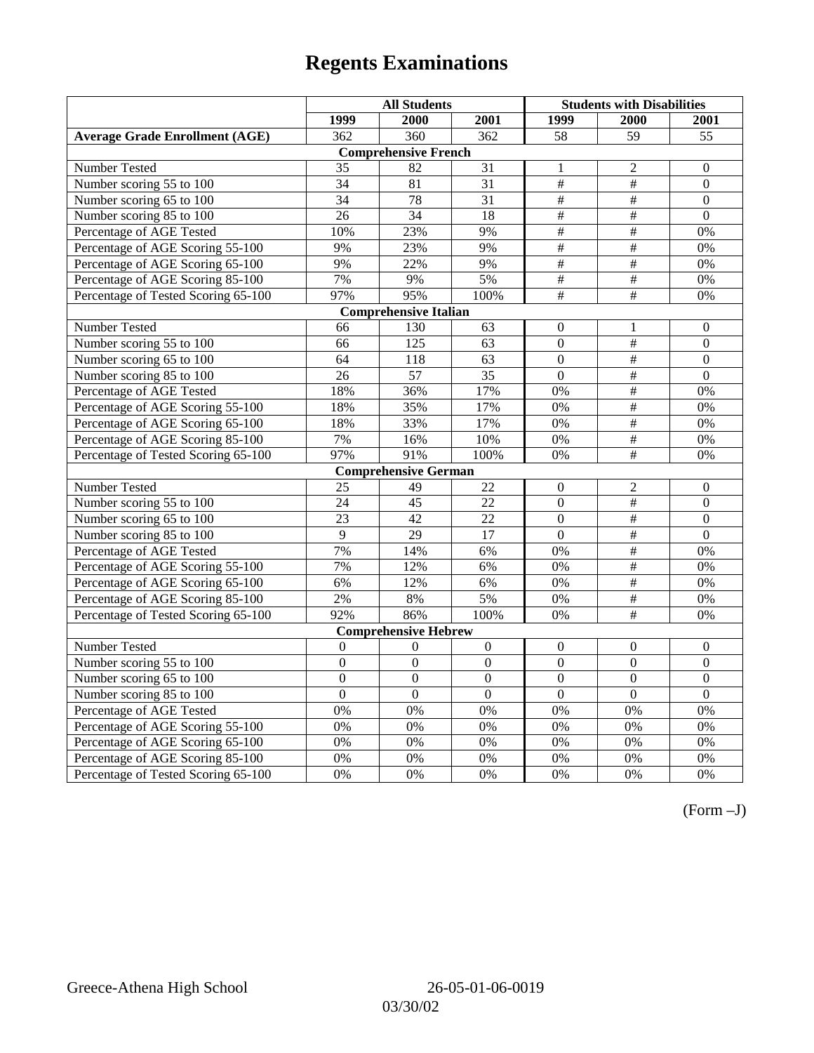# Regents Examinations

| | All Students | | | Students with Disabilities | | |
|---|---|---|---|---|---|---|
| | 1999 | 2000 | 2001 | 1999 | 2000 | 2001 |
| **Average Grade Enrollment (AGE)** | 362 | 360 | 362 | 58 | 59 | 55 |
| **Comprehensive French** | | | | | | |
| Number Tested | 35 | 82 | 31 | 1 | 2 | 0 |
| Number scoring 55 to 100 | 34 | 81 | 31 | # | # | 0 |
| Number scoring 65 to 100 | 34 | 78 | 31 | # | # | 0 |
| Number scoring 85 to 100 | 26 | 34 | 18 | # | # | 0 |
| Percentage of AGE Tested | 10% | 23% | 9% | # | # | 0% |
| Percentage of AGE Scoring 55-100 | 9% | 23% | 9% | # | # | 0% |
| Percentage of AGE Scoring 65-100 | 9% | 22% | 9% | # | # | 0% |
| Percentage of AGE Scoring 85-100 | 7% | 9% | 5% | # | # | 0% |
| Percentage of Tested Scoring 65-100 | 97% | 95% | 100% | # | # | 0% |
| **Comprehensive Italian** | | | | | | |
| Number Tested | 66 | 130 | 63 | 0 | 1 | 0 |
| Number scoring 55 to 100 | 66 | 125 | 63 | 0 | # | 0 |
| Number scoring 65 to 100 | 64 | 118 | 63 | 0 | # | 0 |
| Number scoring 85 to 100 | 26 | 57 | 35 | 0 | # | 0 |
| Percentage of AGE Tested | 18% | 36% | 17% | 0% | # | 0% |
| Percentage of AGE Scoring 55-100 | 18% | 35% | 17% | 0% | # | 0% |
| Percentage of AGE Scoring 65-100 | 18% | 33% | 17% | 0% | # | 0% |
| Percentage of AGE Scoring 85-100 | 7% | 16% | 10% | 0% | # | 0% |
| Percentage of Tested Scoring 65-100 | 97% | 91% | 100% | 0% | # | 0% |
| **Comprehensive German** | | | | | | |
| Number Tested | 25 | 49 | 22 | 0 | 2 | 0 |
| Number scoring 55 to 100 | 24 | 45 | 22 | 0 | # | 0 |
| Number scoring 65 to 100 | 23 | 42 | 22 | 0 | # | 0 |
| Number scoring 85 to 100 | 9 | 29 | 17 | 0 | # | 0 |
| Percentage of AGE Tested | 7% | 14% | 6% | 0% | # | 0% |
| Percentage of AGE Scoring 55-100 | 7% | 12% | 6% | 0% | # | 0% |
| Percentage of AGE Scoring 65-100 | 6% | 12% | 6% | 0% | # | 0% |
| Percentage of AGE Scoring 85-100 | 2% | 8% | 5% | 0% | # | 0% |
| Percentage of Tested Scoring 65-100 | 92% | 86% | 100% | 0% | # | 0% |
| **Comprehensive Hebrew** | | | | | | |
| Number Tested | 0 | 0 | 0 | 0 | 0 | 0 |
| Number scoring 55 to 100 | 0 | 0 | 0 | 0 | 0 | 0 |
| Number scoring 65 to 100 | 0 | 0 | 0 | 0 | 0 | 0 |
| Number scoring 85 to 100 | 0 | 0 | 0 | 0 | 0 | 0 |
| Percentage of AGE Tested | 0% | 0% | 0% | 0% | 0% | 0% |
| Percentage of AGE Scoring 55-100 | 0% | 0% | 0% | 0% | 0% | 0% |
| Percentage of AGE Scoring 65-100 | 0% | 0% | 0% | 0% | 0% | 0% |
| Percentage of AGE Scoring 85-100 | 0% | 0% | 0% | 0% | 0% | 0% |
| Percentage of Tested Scoring 65-100 | 0% | 0% | 0% | 0% | 0% | 0% |

(Form –J)

Greece-Athena High School 26-05-01-06-0019

03/30/02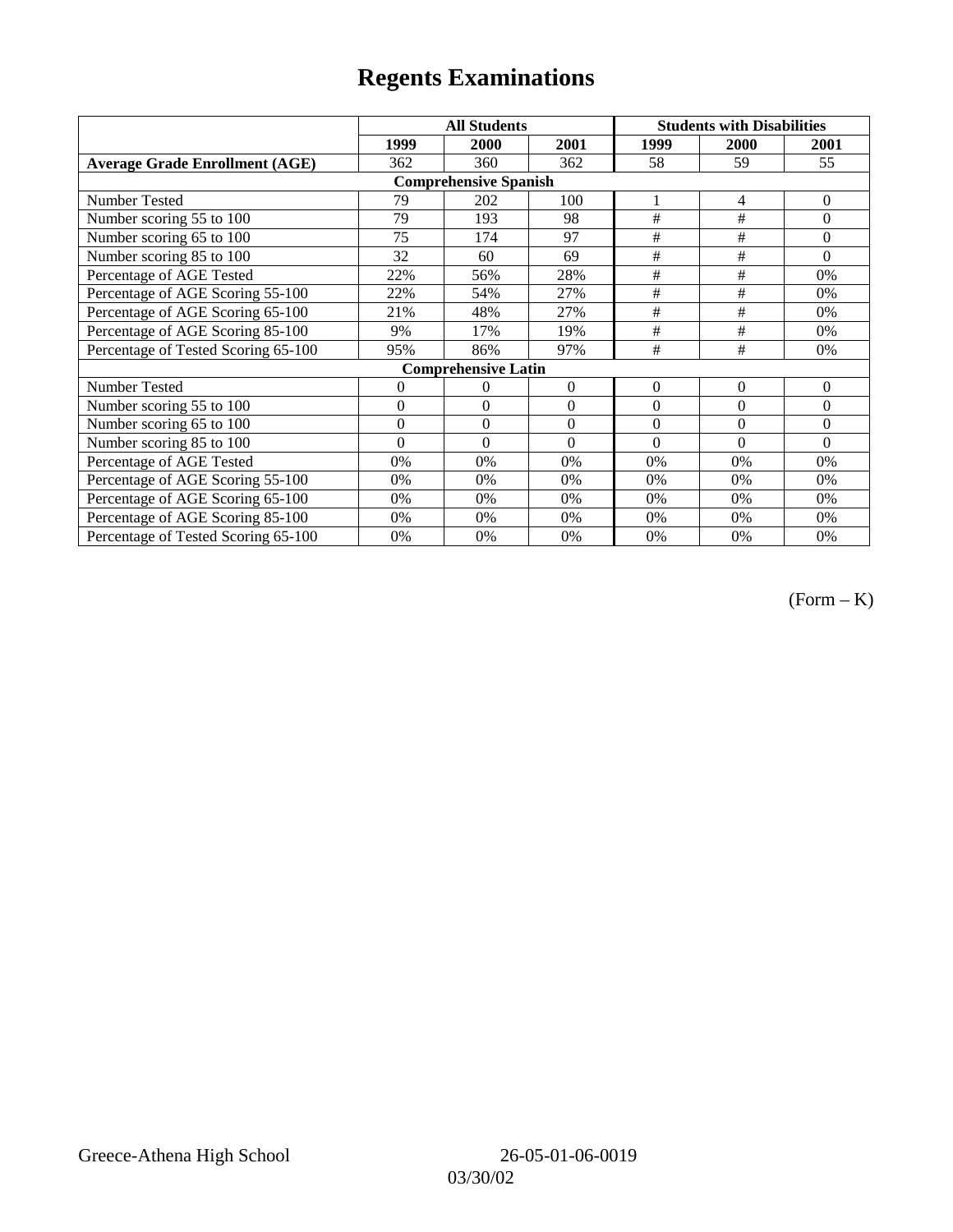# Regents Examinations

| | All Students | | | Students with Disabilities | | |
|---|---|---|---|---|---|---|
| | 1999 | 2000 | 2001 | 1999 | 2000 | 2001 |
| **Average Grade Enrollment (AGE)** | 362 | 360 | 362 | 58 | 59 | 55 |
| **Comprehensive Spanish** | | | | | | |
| Number Tested | 79 | 202 | 100 | 1 | 4 | 0 |
| Number scoring 55 to 100 | 79 | 193 | 98 | # | # | 0 |
| Number scoring 65 to 100 | 75 | 174 | 97 | # | # | 0 |
| Number scoring 85 to 100 | 32 | 60 | 69 | # | # | 0 |
| Percentage of AGE Tested | 22% | 56% | 28% | # | # | 0% |
| Percentage of AGE Scoring 55-100 | 22% | 54% | 27% | # | # | 0% |
| Percentage of AGE Scoring 65-100 | 21% | 48% | 27% | # | # | 0% |
| Percentage of AGE Scoring 85-100 | 9% | 17% | 19% | # | # | 0% |
| Percentage of Tested Scoring 65-100 | 95% | 86% | 97% | # | # | 0% |
| **Comprehensive Latin** | | | | | | |
| Number Tested | 0 | 0 | 0 | 0 | 0 | 0 |
| Number scoring 55 to 100 | 0 | 0 | 0 | 0 | 0 | 0 |
| Number scoring 65 to 100 | 0 | 0 | 0 | 0 | 0 | 0 |
| Number scoring 85 to 100 | 0 | 0 | 0 | 0 | 0 | 0 |
| Percentage of AGE Tested | 0% | 0% | 0% | 0% | 0% | 0% |
| Percentage of AGE Scoring 55-100 | 0% | 0% | 0% | 0% | 0% | 0% |
| Percentage of AGE Scoring 65-100 | 0% | 0% | 0% | 0% | 0% | 0% |
| Percentage of AGE Scoring 85-100 | 0% | 0% | 0% | 0% | 0% | 0% |
| Percentage of Tested Scoring 65-100 | 0% | 0% | 0% | 0% | 0% | 0% |

(Form – K)

Greece-Athena High School 26-05-01-06-0019

03/30/02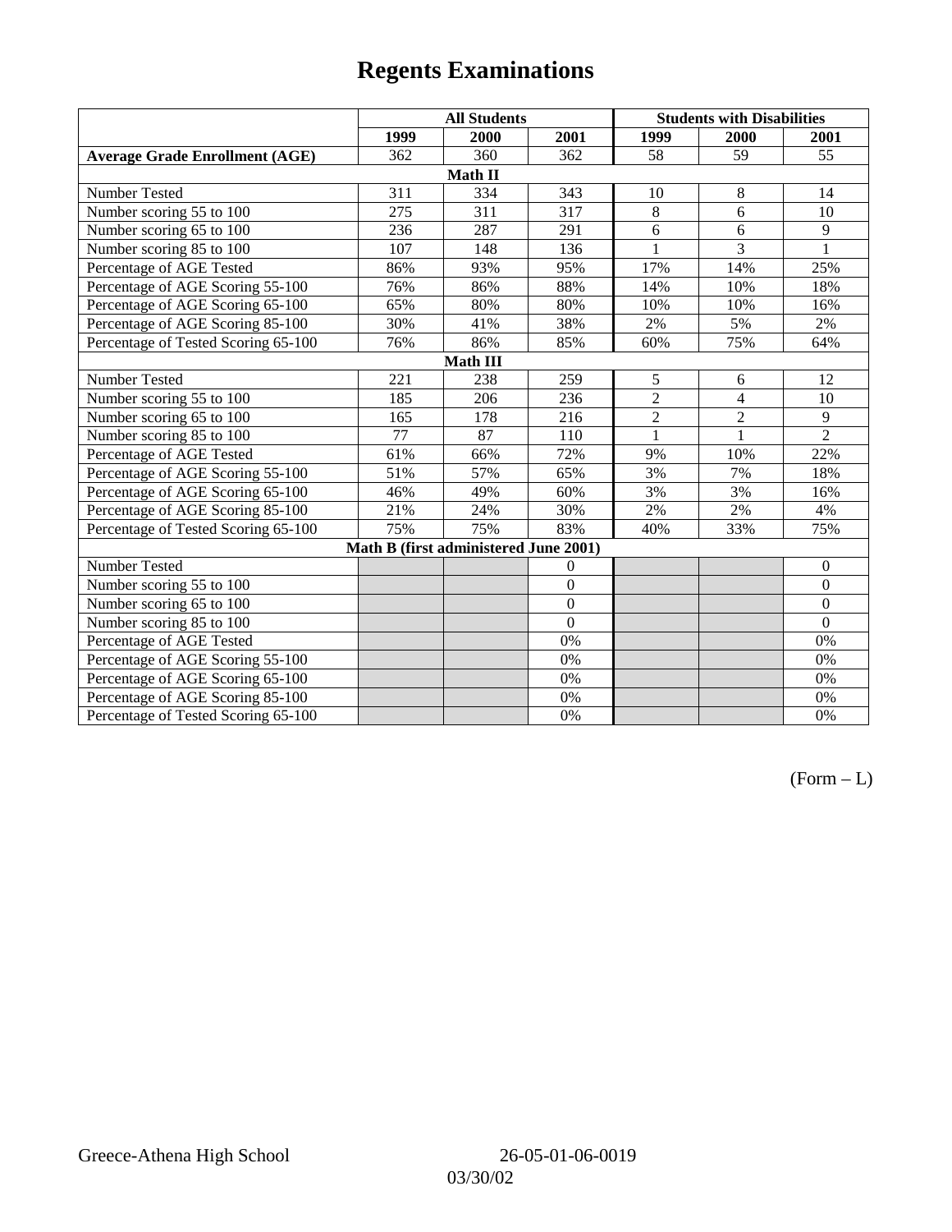# Regents Examinations

| | All Students | | | Students with Disabilities | | |
|---|---|---|---|---|---|---|
| | 1999 | 2000 | 2001 | 1999 | 2000 | 2001 |
| **Average Grade Enrollment (AGE)** | 362 | 360 | 362 | 58 | 59 | 55 |
| **Math II** | | | | | | |
| Number Tested | 311 | 334 | 343 | 10 | 8 | 14 |
| Number scoring 55 to 100 | 275 | 311 | 317 | 8 | 6 | 10 |
| Number scoring 65 to 100 | 236 | 287 | 291 | 6 | 6 | 9 |
| Number scoring 85 to 100 | 107 | 148 | 136 | 1 | 3 | 1 |
| Percentage of AGE Tested | 86% | 93% | 95% | 17% | 14% | 25% |
| Percentage of AGE Scoring 55-100 | 76% | 86% | 88% | 14% | 10% | 18% |
| Percentage of AGE Scoring 65-100 | 65% | 80% | 80% | 10% | 10% | 16% |
| Percentage of AGE Scoring 85-100 | 30% | 41% | 38% | 2% | 5% | 2% |
| Percentage of Tested Scoring 65-100 | 76% | 86% | 85% | 60% | 75% | 64% |
| **Math III** | | | | | | |
| Number Tested | 221 | 238 | 259 | 5 | 6 | 12 |
| Number scoring 55 to 100 | 185 | 206 | 236 | 2 | 4 | 10 |
| Number scoring 65 to 100 | 165 | 178 | 216 | 2 | 2 | 9 |
| Number scoring 85 to 100 | 77 | 87 | 110 | 1 | 1 | 2 |
| Percentage of AGE Tested | 61% | 66% | 72% | 9% | 10% | 22% |
| Percentage of AGE Scoring 55-100 | 51% | 57% | 65% | 3% | 7% | 18% |
| Percentage of AGE Scoring 65-100 | 46% | 49% | 60% | 3% | 3% | 16% |
| Percentage of AGE Scoring 85-100 | 21% | 24% | 30% | 2% | 2% | 4% |
| Percentage of Tested Scoring 65-100 | 75% | 75% | 83% | 40% | 33% | 75% |
| **Math B (first administered June 2001)** | | | | | | |
| Number Tested | | | 0 | | | 0 |
| Number scoring 55 to 100 | | | 0 | | | 0 |
| Number scoring 65 to 100 | | | 0 | | | 0 |
| Number scoring 85 to 100 | | | 0 | | | 0 |
| Percentage of AGE Tested | | | 0% | | | 0% |
| Percentage of AGE Scoring 55-100 | | | 0% | | | 0% |
| Percentage of AGE Scoring 65-100 | | | 0% | | | 0% |
| Percentage of AGE Scoring 85-100 | | | 0% | | | 0% |
| Percentage of Tested Scoring 65-100 | | | 0% | | | 0% |

(Form – L)

Greece-Athena High School 26-05-01-06-0019 03/30/02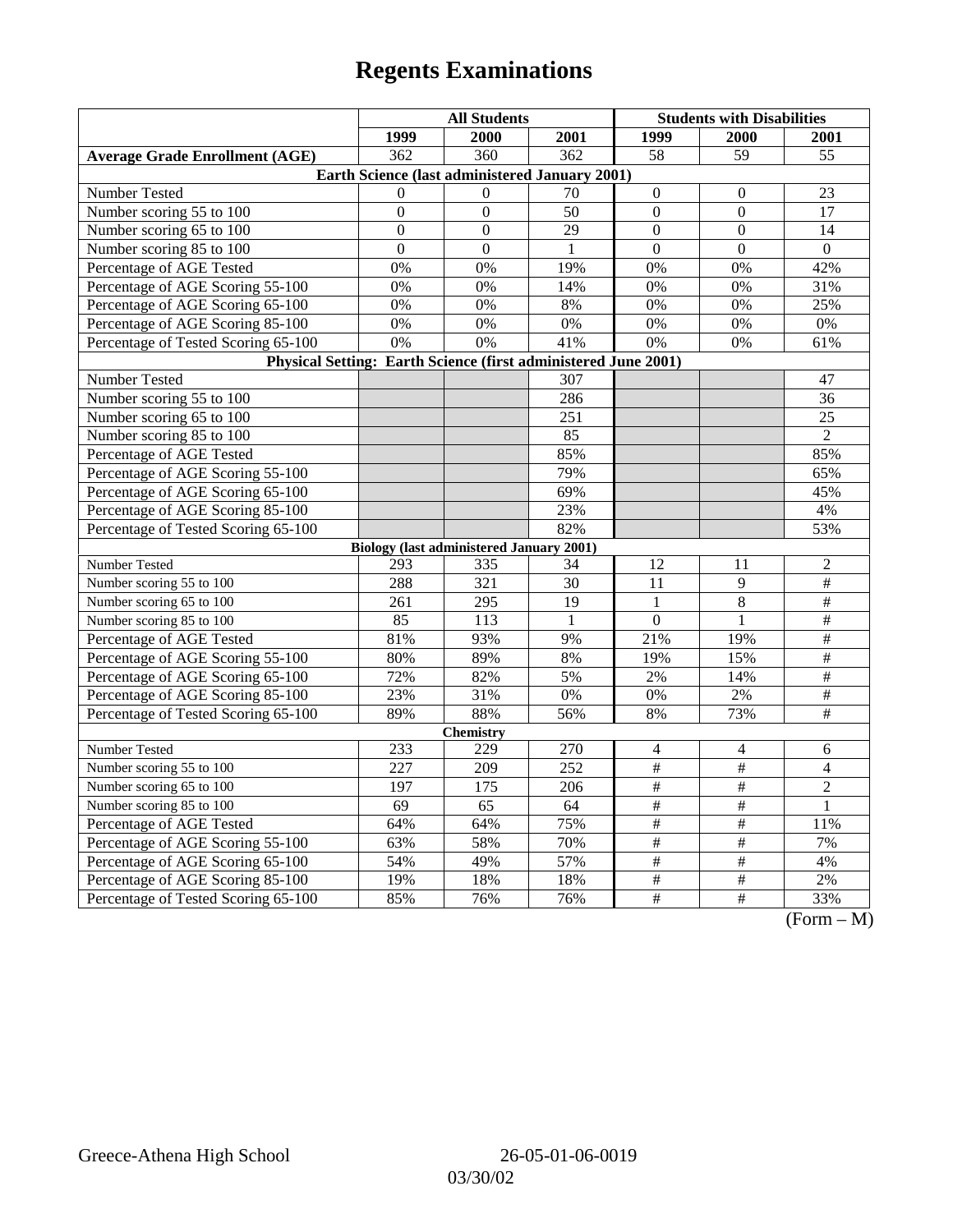# Regents Examinations

| | All Students | | | Students with Disabilities | | |
|---|---|---|---|---|---|---|
| | 1999 | 2000 | 2001 | 1999 | 2000 | 2001 |
| **Average Grade Enrollment (AGE)** | 362 | 360 | 362 | 58 | 59 | 55 |
| **Earth Science (last administered January 2001)** | | | | | | |
| Number Tested | 0 | 0 | 70 | 0 | 0 | 23 |
| Number scoring 55 to 100 | 0 | 0 | 50 | 0 | 0 | 17 |
| Number scoring 65 to 100 | 0 | 0 | 29 | 0 | 0 | 14 |
| Number scoring 85 to 100 | 0 | 0 | 1 | 0 | 0 | 0 |
| Percentage of AGE Tested | 0% | 0% | 19% | 0% | 0% | 42% |
| Percentage of AGE Scoring 55-100 | 0% | 0% | 14% | 0% | 0% | 31% |
| Percentage of AGE Scoring 65-100 | 0% | 0% | 8% | 0% | 0% | 25% |
| Percentage of AGE Scoring 85-100 | 0% | 0% | 0% | 0% | 0% | 0% |
| Percentage of Tested Scoring 65-100 | 0% | 0% | 41% | 0% | 0% | 61% |
| **Physical Setting: Earth Science (first administered June 2001)** | | | | | | |
| Number Tested | | | 307 | | | 47 |
| Number scoring 55 to 100 | | | 286 | | | 36 |
| Number scoring 65 to 100 | | | 251 | | | 25 |
| Number scoring 85 to 100 | | | 85 | | | 2 |
| Percentage of AGE Tested | | | 85% | | | 85% |
| Percentage of AGE Scoring 55-100 | | | 79% | | | 65% |
| Percentage of AGE Scoring 65-100 | | | 69% | | | 45% |
| Percentage of AGE Scoring 85-100 | | | 23% | | | 4% |
| Percentage of Tested Scoring 65-100 | | | 82% | | | 53% |
| **Biology (last administered January 2001)** | | | | | | |
| Number Tested | 293 | 335 | 34 | 12 | 11 | 2 |
| Number scoring 55 to 100 | 288 | 321 | 30 | 11 | 9 | # |
| Number scoring 65 to 100 | 261 | 295 | 19 | 1 | 8 | # |
| Number scoring 85 to 100 | 85 | 113 | 1 | 0 | 1 | # |
| Percentage of AGE Tested | 81% | 93% | 9% | 21% | 19% | # |
| Percentage of AGE Scoring 55-100 | 80% | 89% | 8% | 19% | 15% | # |
| Percentage of AGE Scoring 65-100 | 72% | 82% | 5% | 2% | 14% | # |
| Percentage of AGE Scoring 85-100 | 23% | 31% | 0% | 0% | 2% | # |
| Percentage of Tested Scoring 65-100 | 89% | 88% | 56% | 8% | 73% | # |
| **Chemistry** | | | | | | |
| Number Tested | 233 | 229 | 270 | 4 | 4 | 6 |
| Number scoring 55 to 100 | 227 | 209 | 252 | # | # | 4 |
| Number scoring 65 to 100 | 197 | 175 | 206 | # | # | 2 |
| Number scoring 85 to 100 | 69 | 65 | 64 | # | # | 1 |
| Percentage of AGE Tested | 64% | 64% | 75% | # | # | 11% |
| Percentage of AGE Scoring 55-100 | 63% | 58% | 70% | # | # | 7% |
| Percentage of AGE Scoring 65-100 | 54% | 49% | 57% | # | # | 4% |
| Percentage of AGE Scoring 85-100 | 19% | 18% | 18% | # | # | 2% |
| Percentage of Tested Scoring 65-100 | 85% | 76% | 76% | # | # | 33% |

(Form – M)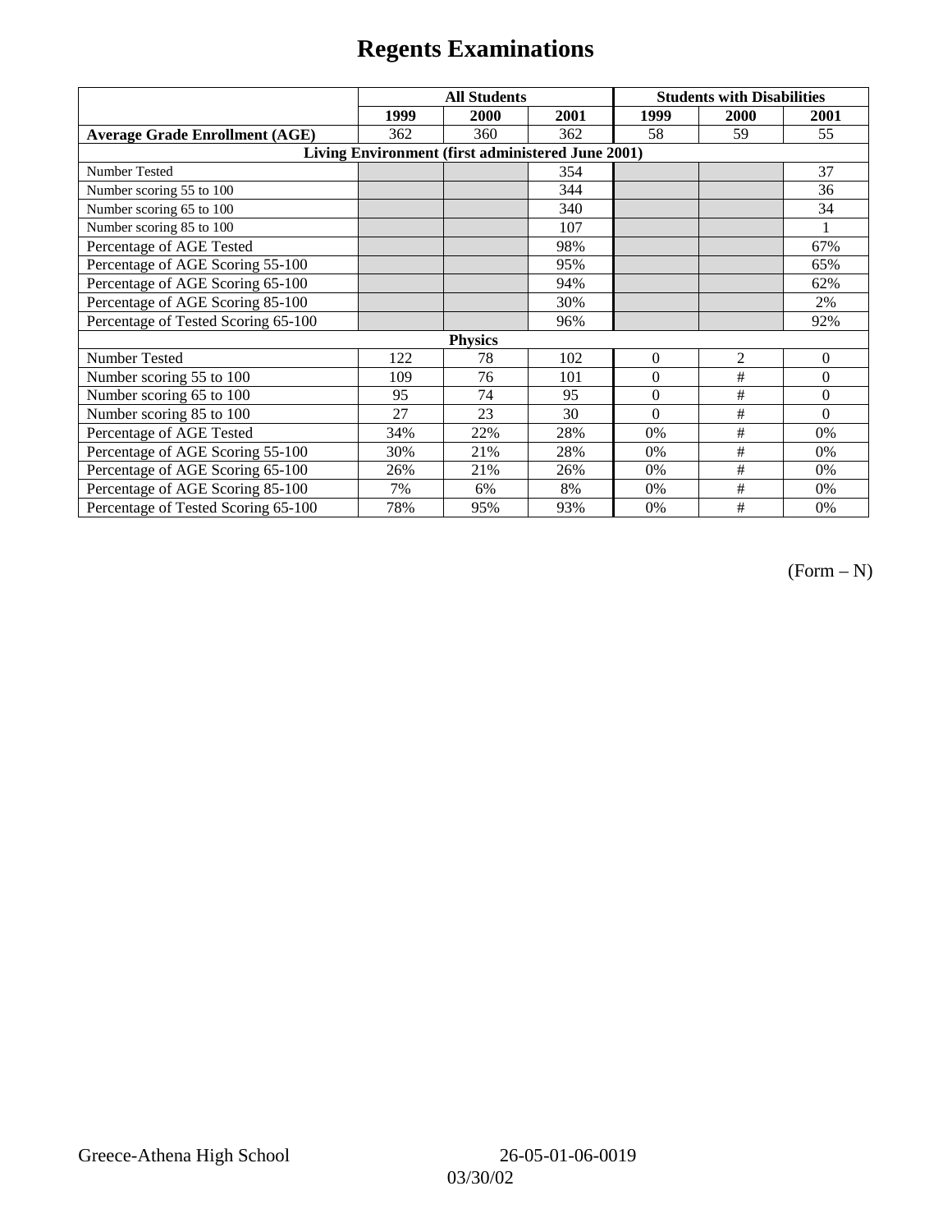# Regents Examinations

| | All Students | | | Students with Disabilities | | |
|---|---|---|---|---|---|---|
| | 1999 | 2000 | 2001 | 1999 | 2000 | 2001 |
| **Average Grade Enrollment (AGE)** | 362 | 360 | 362 | 58 | 59 | 55 |
| **Living Environment (first administered June 2001)** | | | | | | |
| Number Tested | | | 354 | | | 37 |
| Number scoring 55 to 100 | | | 344 | | | 36 |
| Number scoring 65 to 100 | | | 340 | | | 34 |
| Number scoring 85 to 100 | | | 107 | | | 1 |
| Percentage of AGE Tested | | | 98% | | | 67% |
| Percentage of AGE Scoring 55-100 | | | 95% | | | 65% |
| Percentage of AGE Scoring 65-100 | | | 94% | | | 62% |
| Percentage of AGE Scoring 85-100 | | | 30% | | | 2% |
| Percentage of Tested Scoring 65-100 | | | 96% | | | 92% |
| **Physics** | | | | | | |
| Number Tested | 122 | 78 | 102 | 0 | 2 | 0 |
| Number scoring 55 to 100 | 109 | 76 | 101 | 0 | # | 0 |
| Number scoring 65 to 100 | 95 | 74 | 95 | 0 | # | 0 |
| Number scoring 85 to 100 | 27 | 23 | 30 | 0 | # | 0 |
| Percentage of AGE Tested | 34% | 22% | 28% | 0% | # | 0% |
| Percentage of AGE Scoring 55-100 | 30% | 21% | 28% | 0% | # | 0% |
| Percentage of AGE Scoring 65-100 | 26% | 21% | 26% | 0% | # | 0% |
| Percentage of AGE Scoring 85-100 | 7% | 6% | 8% | 0% | # | 0% |
| Percentage of Tested Scoring 65-100 | 78% | 95% | 93% | 0% | # | 0% |

(Form – N)

Greece-Athena High School 26-05-01-06-0019

03/30/02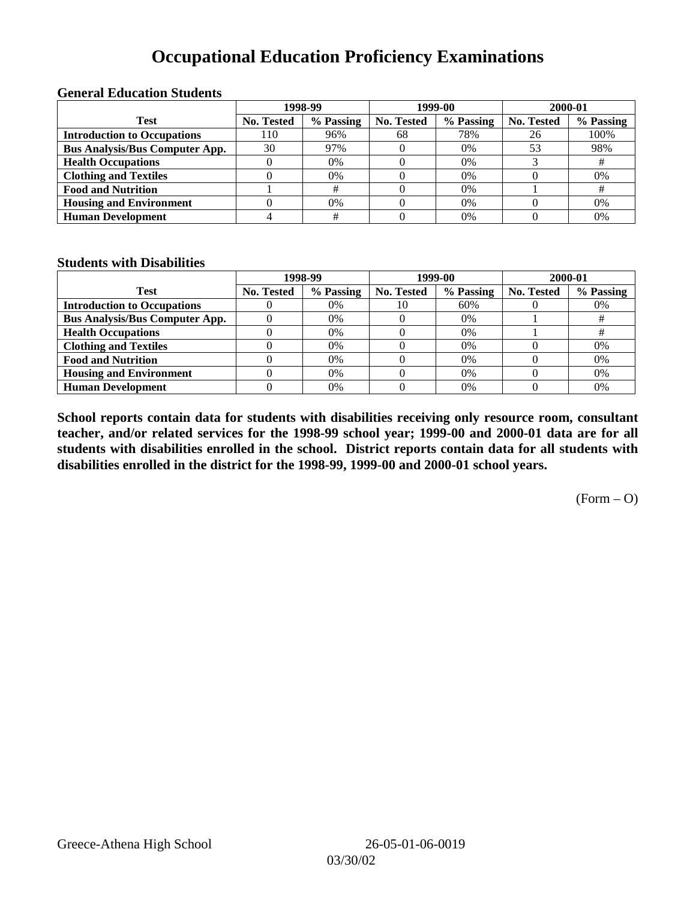# Occupational Education Proficiency Examinations

### General Education Students

| | 1998-99 | | 1999-00 | | 2000-01 | |
|---|---|---|---|---|---|---|
| **Test** | **No. Tested** | **% Passing** | **No. Tested** | **% Passing** | **No. Tested** | **% Passing** |
| **Introduction to Occupations** | 110 | 96% | 68 | 78% | 26 | 100% |
| **Bus Analysis/Bus Computer App.** | 30 | 97% | 0 | 0% | 53 | 98% |
| **Health Occupations** | 0 | 0% | 0 | 0% | 3 | # |
| **Clothing and Textiles** | 0 | 0% | 0 | 0% | 0 | 0% |
| **Food and Nutrition** | 1 | # | 0 | 0% | 1 | # |
| **Housing and Environment** | 0 | 0% | 0 | 0% | 0 | 0% |
| **Human Development** | 4 | # | 0 | 0% | 0 | 0% |

### Students with Disabilities

| | 1998-99 | | 1999-00 | | 2000-01 | |
|---|---|---|---|---|---|---|
| **Test** | **No. Tested** | **% Passing** | **No. Tested** | **% Passing** | **No. Tested** | **% Passing** |
| **Introduction to Occupations** | 0 | 0% | 10 | 60% | 0 | 0% |
| **Bus Analysis/Bus Computer App.** | 0 | 0% | 0 | 0% | 1 | # |
| **Health Occupations** | 0 | 0% | 0 | 0% | 1 | # |
| **Clothing and Textiles** | 0 | 0% | 0 | 0% | 0 | 0% |
| **Food and Nutrition** | 0 | 0% | 0 | 0% | 0 | 0% |
| **Housing and Environment** | 0 | 0% | 0 | 0% | 0 | 0% |
| **Human Development** | 0 | 0% | 0 | 0% | 0 | 0% |

**School reports contain data for students with disabilities receiving only resource room, consultant teacher, and/or related services for the 1998-99 school year; 1999-00 and 2000-01 data are for all students with disabilities enrolled in the school. District reports contain data for all students with disabilities enrolled in the district for the 1998-99, 1999-00 and 2000-01 school years.**

(Form – O)

Greece-Athena High School 26-05-01-06-0019

03/30/02